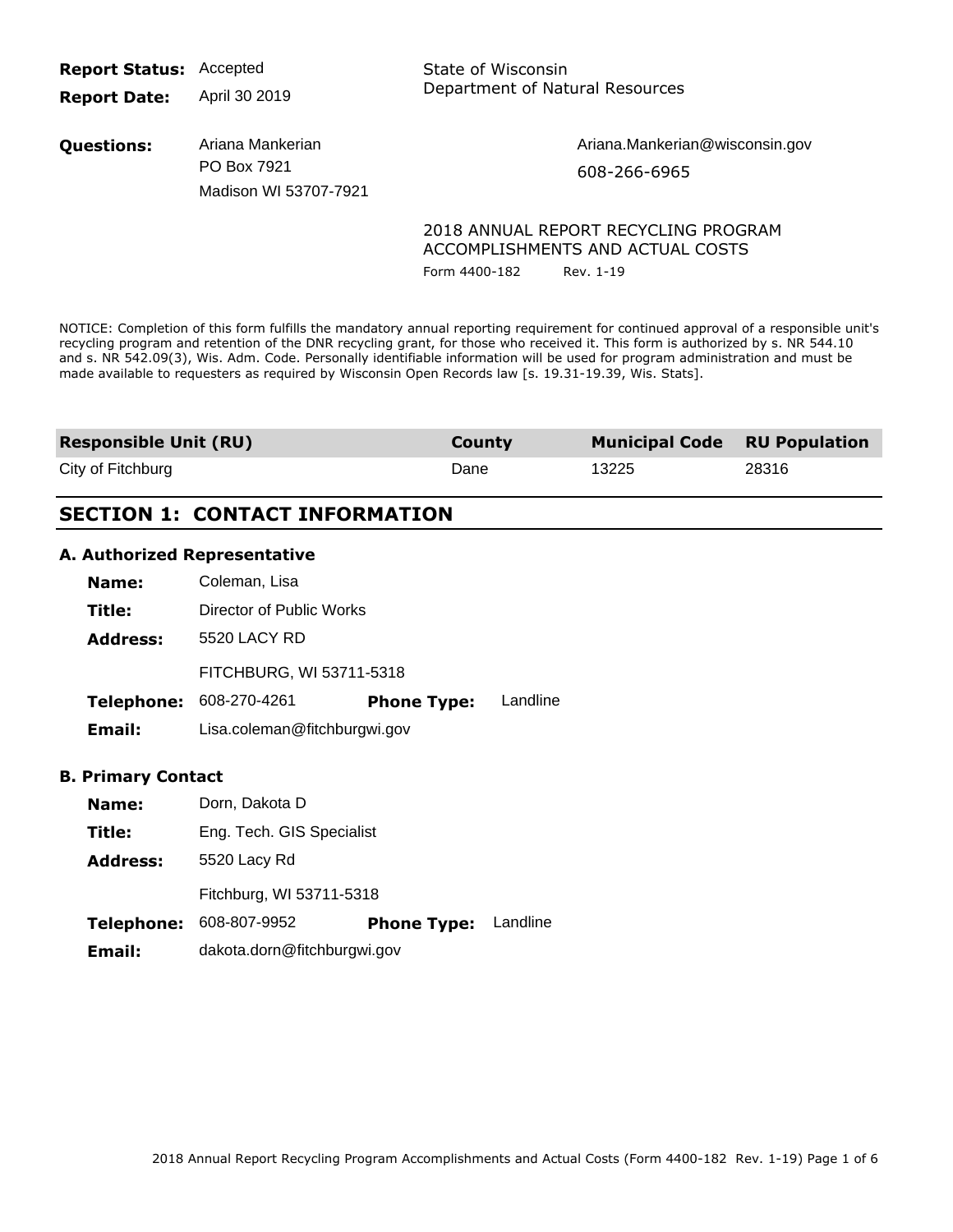**Report Status:** Accepted

**Report Date:** April 30 2019

State of Wisconsin
Department of Natural Resources

**Questions:** Ariana Mankerian
PO Box 7921
Madison WI 53707-7921

Ariana.Mankerian@wisconsin.gov
608-266-6965

2018 ANNUAL REPORT RECYCLING PROGRAM ACCOMPLISHMENTS AND ACTUAL COSTS

Form 4400-182 Rev. 1-19

NOTICE: Completion of this form fulfills the mandatory annual reporting requirement for continued approval of a responsible unit's recycling program and retention of the DNR recycling grant, for those who received it. This form is authorized by s. NR 544.10 and s. NR 542.09(3), Wis. Adm. Code. Personally identifiable information will be used for program administration and must be made available to requesters as required by Wisconsin Open Records law [s. 19.31-19.39, Wis. Stats].

| Responsible Unit (RU) | County | Municipal Code | RU Population |
|---|---|---|---|
| City of Fitchburg | Dane | 13225 | 28316 |

## SECTION 1: CONTACT INFORMATION

### A. Authorized Representative

**Name:** Coleman, Lisa

**Title:** Director of Public Works

**Address:** 5520 LACY RD
FITCHBURG, WI 53711-5318

**Telephone:** 608-270-4261 **Phone Type:** Landline

**Email:** Lisa.coleman@fitchburgwi.gov

### B. Primary Contact

**Name:** Dorn, Dakota D

**Title:** Eng. Tech. GIS Specialist

**Address:** 5520 Lacy Rd
Fitchburg, WI 53711-5318

**Telephone:** 608-807-9952 **Phone Type:** Landline

**Email:** dakota.dorn@fitchburgwi.gov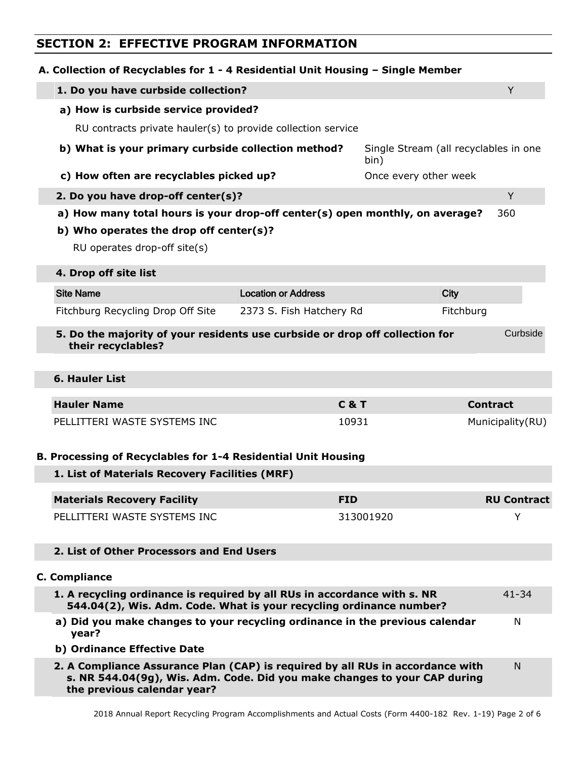## SECTION 2: EFFECTIVE PROGRAM INFORMATION

### A. Collection of Recyclables for 1 - 4 Residential Unit Housing – Single Member

**1. Do you have curbside collection?** Y

**a) How is curbside service provided?**

RU contracts private hauler(s) to provide collection service

**b) What is your primary curbside collection method?** Single Stream (all recyclables in one bin)

**c) How often are recyclables picked up?** Once every other week

**2. Do you have drop-off center(s)?** Y

**a) How many total hours is your drop-off center(s) open monthly, on average?** 360

**b) Who operates the drop off center(s)?**

RU operates drop-off site(s)

**4. Drop off site list**

| Site Name | Location or Address | City |
|---|---|---|
| Fitchburg Recycling Drop Off Site | 2373 S. Fish Hatchery Rd | Fitchburg |

**5. Do the majority of your residents use curbside or drop off collection for their recyclables?** Curbside

**6. Hauler List**

| Hauler Name | C & T | Contract |
|---|---|---|
| PELLITTERI WASTE SYSTEMS INC | 10931 | Municipality(RU) |

### B. Processing of Recyclables for 1-4 Residential Unit Housing

**1. List of Materials Recovery Facilities (MRF)**

| Materials Recovery Facility | FID | RU Contract |
|---|---|---|
| PELLITTERI WASTE SYSTEMS INC | 313001920 | Y |

**2. List of Other Processors and End Users**

### C. Compliance

**1. A recycling ordinance is required by all RUs in accordance with s. NR 544.04(2), Wis. Adm. Code. What is your recycling ordinance number?** 41-34

**a) Did you make changes to your recycling ordinance in the previous calendar year?** N

**b) Ordinance Effective Date**

**2. A Compliance Assurance Plan (CAP) is required by all RUs in accordance with s. NR 544.04(9g), Wis. Adm. Code. Did you make changes to your CAP during the previous calendar year?** N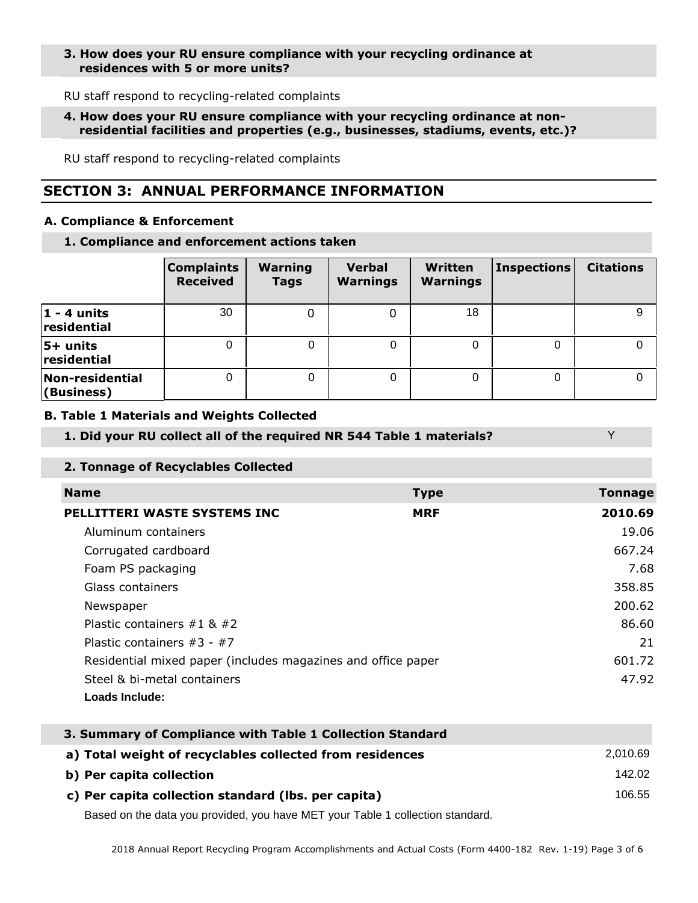**3. How does your RU ensure compliance with your recycling ordinance at residences with 5 or more units?**

RU staff respond to recycling-related complaints

**4. How does your RU ensure compliance with your recycling ordinance at non-residential facilities and properties (e.g., businesses, stadiums, events, etc.)?**

RU staff respond to recycling-related complaints

## SECTION 3: ANNUAL PERFORMANCE INFORMATION

### A. Compliance & Enforcement

**1. Compliance and enforcement actions taken**

| | Complaints Received | Warning Tags | Verbal Warnings | Written Warnings | Inspections | Citations |
|---|---|---|---|---|---|---|
| 1 - 4 units residential | 30 | 0 | 0 | 18 | | 9 |
| 5+ units residential | 0 | 0 | 0 | 0 | 0 | 0 |
| Non-residential (Business) | 0 | 0 | 0 | 0 | 0 | 0 |

### B. Table 1 Materials and Weights Collected

**1. Did your RU collect all of the required NR 544 Table 1 materials?** Y

**2. Tonnage of Recyclables Collected**

| Name | Type | Tonnage |
|---|---|---|
| **PELLITTERI WASTE SYSTEMS INC** | **MRF** | **2010.69** |
| Aluminum containers | | 19.06 |
| Corrugated cardboard | | 667.24 |
| Foam PS packaging | | 7.68 |
| Glass containers | | 358.85 |
| Newspaper | | 200.62 |
| Plastic containers #1 & #2 | | 86.60 |
| Plastic containers #3 - #7 | | 21 |
| Residential mixed paper (includes magazines and office paper | | 601.72 |
| Steel & bi-metal containers | | 47.92 |
| **Loads Include:** | | |

**3. Summary of Compliance with Table 1 Collection Standard**

| | |
|---|---|
| **a) Total weight of recyclables collected from residences** | 2,010.69 |
| **b) Per capita collection** | 142.02 |
| **c) Per capita collection standard (lbs. per capita)** | 106.55 |

Based on the data you provided, you have MET your Table 1 collection standard.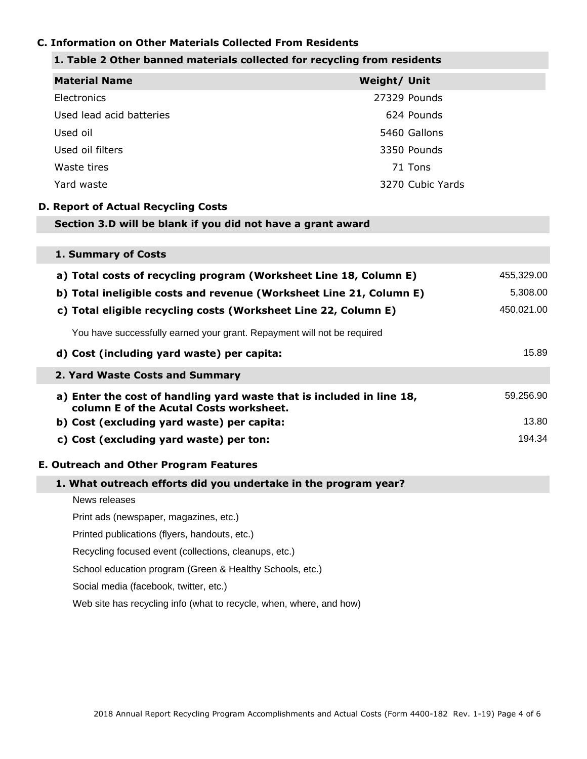### C. Information on Other Materials Collected From Residents

#### 1. Table 2 Other banned materials collected for recycling from residents

| Material Name | Weight/ Unit |
|---|---|
| Electronics | 27329 Pounds |
| Used lead acid batteries | 624 Pounds |
| Used oil | 5460 Gallons |
| Used oil filters | 3350 Pounds |
| Waste tires | 71 Tons |
| Yard waste | 3270 Cubic Yards |

### D. Report of Actual Recycling Costs

**Section 3.D will be blank if you did not have a grant award**

#### 1. Summary of Costs

| | |
|---|---|
| **a) Total costs of recycling program (Worksheet Line 18, Column E)** | 455,329.00 |
| **b) Total ineligible costs and revenue (Worksheet Line 21, Column E)** | 5,308.00 |
| **c) Total eligible recycling costs (Worksheet Line 22, Column E)** | 450,021.00 |

You have successfully earned your grant. Repayment will not be required

| | |
|---|---|
| **d) Cost (including yard waste) per capita:** | 15.89 |

#### 2. Yard Waste Costs and Summary

| | |
|---|---|
| **a) Enter the cost of handling yard waste that is included in line 18, column E of the Acutal Costs worksheet.** | 59,256.90 |
| **b) Cost (excluding yard waste) per capita:** | 13.80 |
| **c) Cost (excluding yard waste) per ton:** | 194.34 |

### E. Outreach and Other Program Features

#### 1. What outreach efforts did you undertake in the program year?

News releases

Print ads (newspaper, magazines, etc.)

Printed publications (flyers, handouts, etc.)

Recycling focused event (collections, cleanups, etc.)

School education program (Green & Healthy Schools, etc.)

Social media (facebook, twitter, etc.)

Web site has recycling info (what to recycle, when, where, and how)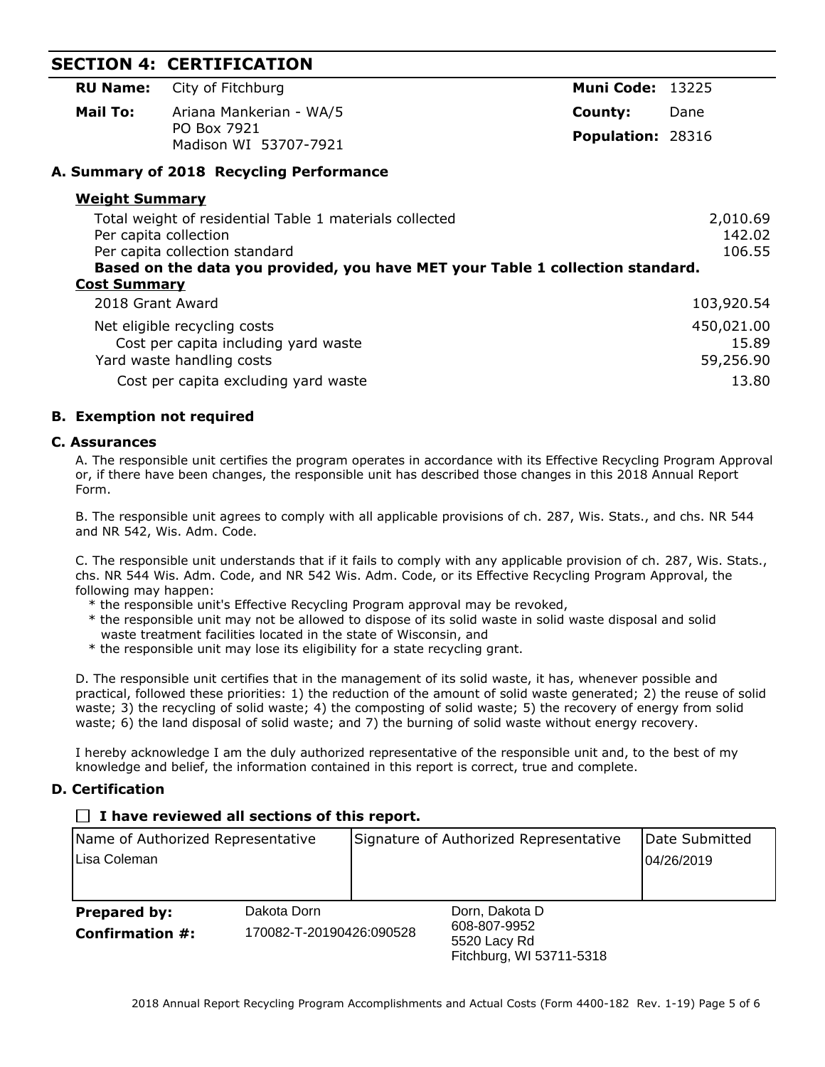## SECTION 4: CERTIFICATION

| | | | |
|---|---|---|---|
| **RU Name:** | City of Fitchburg | **Muni Code:** | 13225 |
| **Mail To:** | Ariana Mankerian - WA/5<br>PO Box 7921<br>Madison WI 53707-7921 | **County:** | Dane |
| | | **Population:** | 28316 |

### A. Summary of 2018 Recycling Performance

**Weight Summary**

| | |
|---|---|
| Total weight of residential Table 1 materials collected | 2,010.69 |
| Per capita collection | 142.02 |
| Per capita collection standard | 106.55 |

**Based on the data you provided, you have MET your Table 1 collection standard.**

**Cost Summary**

| | |
|---|---|
| 2018 Grant Award | 103,920.54 |
| Net eligible recycling costs | 450,021.00 |
| Cost per capita including yard waste | 15.89 |
| Yard waste handling costs | 59,256.90 |
| Cost per capita excluding yard waste | 13.80 |

### B. Exemption not required

### C. Assurances

A. The responsible unit certifies the program operates in accordance with its Effective Recycling Program Approval or, if there have been changes, the responsible unit has described those changes in this 2018 Annual Report Form.

B. The responsible unit agrees to comply with all applicable provisions of ch. 287, Wis. Stats., and chs. NR 544 and NR 542, Wis. Adm. Code.

C. The responsible unit understands that if it fails to comply with any applicable provision of ch. 287, Wis. Stats., chs. NR 544 Wis. Adm. Code, and NR 542 Wis. Adm. Code, or its Effective Recycling Program Approval, the following may happen:

* the responsible unit's Effective Recycling Program approval may be revoked,
* the responsible unit may not be allowed to dispose of its solid waste in solid waste disposal and solid waste treatment facilities located in the state of Wisconsin, and
* the responsible unit may lose its eligibility for a state recycling grant.

D. The responsible unit certifies that in the management of its solid waste, it has, whenever possible and practical, followed these priorities: 1) the reduction of the amount of solid waste generated; 2) the reuse of solid waste; 3) the recycling of solid waste; 4) the composting of solid waste; 5) the recovery of energy from solid waste; 6) the land disposal of solid waste; and 7) the burning of solid waste without energy recovery.

I hereby acknowledge I am the duly authorized representative of the responsible unit and, to the best of my knowledge and belief, the information contained in this report is correct, true and complete.

### D. Certification

☐ **I have reviewed all sections of this report.**

| Name of Authorized Representative | Signature of Authorized Representative | Date Submitted |
|---|---|---|
| Lisa Coleman | | 04/26/2019 |

**Prepared by:** Dakota Dorn

**Confirmation #:** 170082-T-20190426:090528

Dorn, Dakota D
608-807-9952
5520 Lacy Rd
Fitchburg, WI 53711-5318

2018 Annual Report Recycling Program Accomplishments and Actual Costs (Form 4400-182 Rev. 1-19)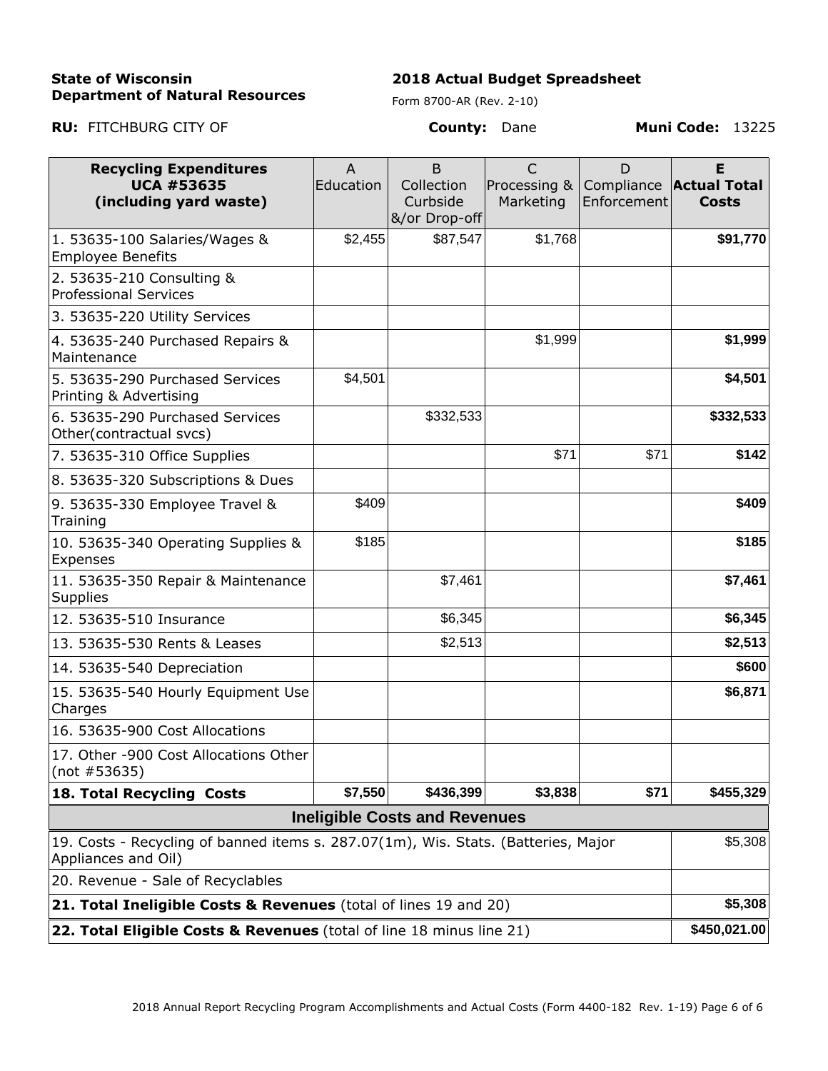**State of Wisconsin**
**Department of Natural Resources**

**2018 Actual Budget Spreadsheet**

Form 8700-AR (Rev. 2-10)

**RU:** FITCHBURG CITY OF **County:** Dane **Muni Code:** 13225

| Recycling Expenditures UCA #53635 (including yard waste) | A Education | B Collection Curbside &/or Drop-off | C Processing & Marketing | D Compliance Enforcement | E Actual Total Costs |
|---|---|---|---|---|---|
| 1. 53635-100 Salaries/Wages & Employee Benefits | $2,455 | $87,547 | $1,768 | | **$91,770** |
| 2. 53635-210 Consulting & Professional Services | | | | | |
| 3. 53635-220 Utility Services | | | | | |
| 4. 53635-240 Purchased Repairs & Maintenance | | | $1,999 | | **$1,999** |
| 5. 53635-290 Purchased Services Printing & Advertising | $4,501 | | | | **$4,501** |
| 6. 53635-290 Purchased Services Other(contractual svcs) | | $332,533 | | | **$332,533** |
| 7. 53635-310 Office Supplies | | | $71 | $71 | **$142** |
| 8. 53635-320 Subscriptions & Dues | | | | | |
| 9. 53635-330 Employee Travel & Training | $409 | | | | **$409** |
| 10. 53635-340 Operating Supplies & Expenses | $185 | | | | **$185** |
| 11. 53635-350 Repair & Maintenance Supplies | | $7,461 | | | **$7,461** |
| 12. 53635-510 Insurance | | $6,345 | | | **$6,345** |
| 13. 53635-530 Rents & Leases | | $2,513 | | | **$2,513** |
| 14. 53635-540 Depreciation | | | | | **$600** |
| 15. 53635-540 Hourly Equipment Use Charges | | | | | **$6,871** |
| 16. 53635-900 Cost Allocations | | | | | |
| 17. Other -900 Cost Allocations Other (not #53635) | | | | | |
| **18. Total Recycling Costs** | **$7,550** | **$436,399** | **$3,838** | **$71** | **$455,329** |

**Ineligible Costs and Revenues**

| | |
|---|---|
| 19. Costs - Recycling of banned items s. 287.07(1m), Wis. Stats. (Batteries, Major Appliances and Oil) | $5,308 |
| 20. Revenue - Sale of Recyclables | |
| **21. Total Ineligible Costs & Revenues** (total of lines 19 and 20) | **$5,308** |
| **22. Total Eligible Costs & Revenues** (total of line 18 minus line 21) | **$450,021.00** |

2018 Annual Report Recycling Program Accomplishments and Actual Costs (Form 4400-182 Rev. 1-19)